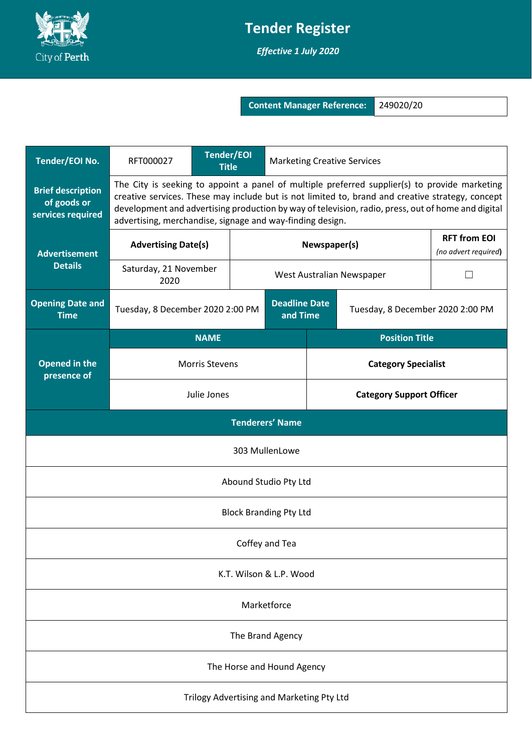# Tender Register

***Effective 1 July 2020***

| **Content Manager Reference:** | 249020/20 |
|---|---|

| | | | |
|---|---|---|---|
| **Tender/EOI No.** | RFT000027 | **Tender/EOI Title** | Marketing Creative Services |
| **Brief description of goods or services required** | The City is seeking to appoint a panel of multiple preferred supplier(s) to provide marketing creative services. These may include but is not limited to, brand and creative strategy, concept development and advertising production by way of television, radio, press, out of home and digital advertising, merchandise, signage and way-finding design. | | |
| **Advertisement Details** | **Advertising Date(s)** | **Newspaper(s)** | **RFT from EOI** *(no advert required)* |
| | Saturday, 21 November 2020 | West Australian Newspaper | ☐ |
| **Opening Date and Time** | Tuesday, 8 December 2020 2:00 PM | **Deadline Date and Time** | Tuesday, 8 December 2020 2:00 PM |
| **Opened in the presence of** | **NAME** | **Position Title** | |
| | Morris Stevens | **Category Specialist** | |
| | Julie Jones | **Category Support Officer** | |

| **Tenderers' Name** |
|---|
| 303 MullenLowe |
| Abound Studio Pty Ltd |
| Block Branding Pty Ltd |
| Coffey and Tea |
| K.T. Wilson & L.P. Wood |
| Marketforce |
| The Brand Agency |
| The Horse and Hound Agency |
| Trilogy Advertising and Marketing Pty Ltd |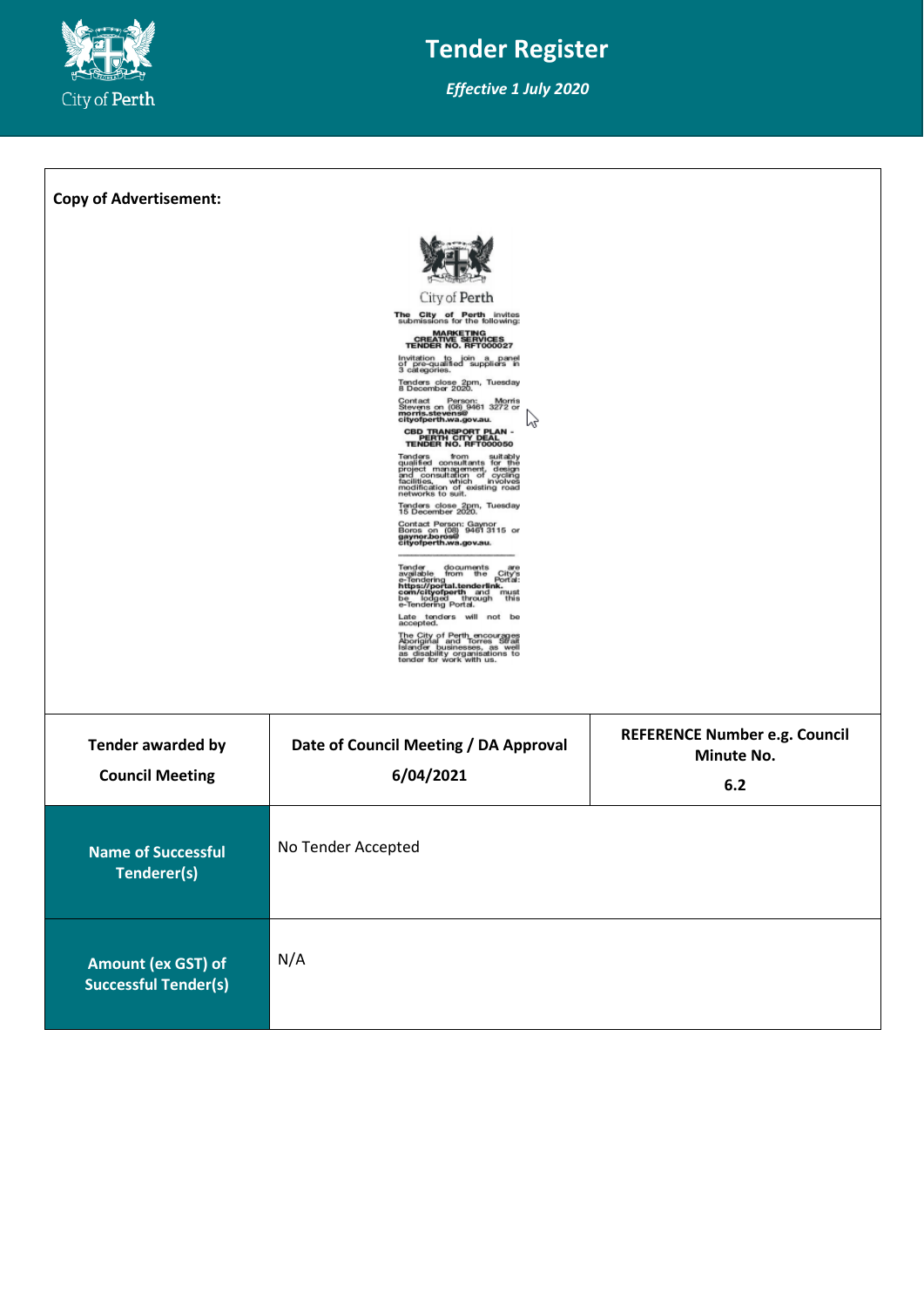# Tender Register

***Effective 1 July 2020***

**Copy of Advertisement:**

City of Perth

The City of Perth invites submissions for the following:

**MARKETING CREATIVE SERVICES TENDER NO. RFT000027**

Invitation to join a panel of pre-qualified suppliers in 3 categories.

Tenders close 2pm, Tuesday 8 December 2020.

Contact Person: Morris Stevens on (08) 9461 3272 or **morris.stevens@cityofperth.wa.gov.au.**

**CBD TRANSPORT PLAN - PERTH CITY DEAL TENDER NO. RFT000050**

Tenders from suitably qualified consultants for the project management, design and consultation of cycling facilities, which involves modification of existing road networks to suit.

Tenders close 2pm, Tuesday 15 December 2020.

Contact Person: Gaynor Boros on (08) 9461 3115 or **gaynor.boros@cityofperth.wa.gov.au.**

Tender documents are available from the City's e-Tendering Portal: **https://portal.tenderlink.com/cityofperth** and must be lodged through this e-Tendering Portal.

Late tenders will not be accepted.

The City of Perth encourages Aboriginal and Torres Strait Islander businesses, as well as disability organisations to tender for work with us.

| | | |
|---|---|---|
| **Tender awarded by Council Meeting** | **Date of Council Meeting / DA Approval** **6/04/2021** | **REFERENCE Number e.g. Council Minute No.** **6.2** |
| **Name of Successful Tenderer(s)** | No Tender Accepted | |
| **Amount (ex GST) of Successful Tender(s)** | N/A | |